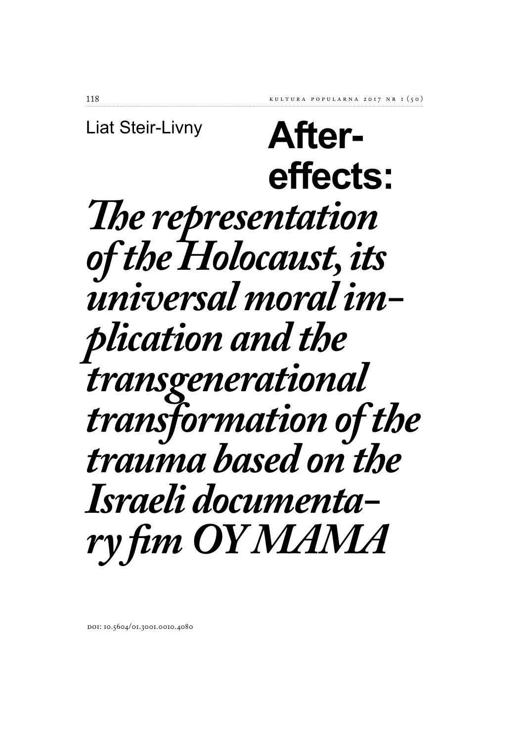Liat Steir-Livny

# After-effects: *The representation of the Holocaust, its universal moral implication and the transgenerational transformation of the trauma based on the Israeli documentary fim OY MAMA*

DOI: 10.5604/01.3001.0010.4080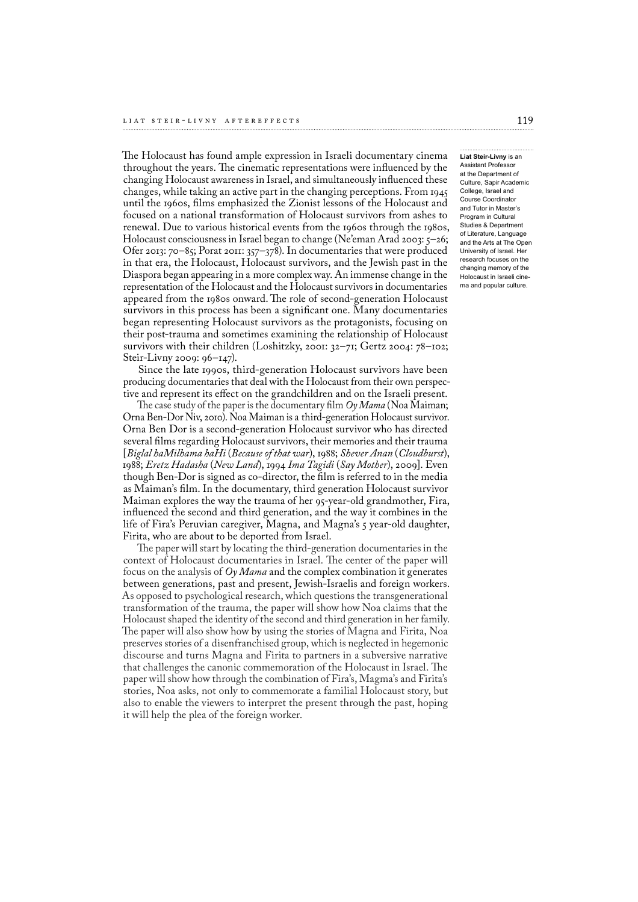The Holocaust has found ample expression in Israeli documentary cinema throughout the years. The cinematic representations were influenced by the changing Holocaust awareness in Israel, and simultaneously influenced these changes, while taking an active part in the changing perceptions. From 1945 until the 1960s, films emphasized the Zionist lessons of the Holocaust and focused on a national transformation of Holocaust survivors from ashes to renewal. Due to various historical events from the 1960s through the 1980s, Holocaust consciousness in Israel began to change (Ne'eman Arad 2003: 5–26; Ofer 2013: 70–85; Porat 2011: 357–378). In documentaries that were produced in that era, the Holocaust, Holocaust survivors, and the Jewish past in the Diaspora began appearing in a more complex way. An immense change in the representation of the Holocaust and the Holocaust survivors in documentaries appeared from the 1980s onward. The role of second-generation Holocaust survivors in this process has been a significant one. Many documentaries began representing Holocaust survivors as the protagonists, focusing on their post-trauma and sometimes examining the relationship of Holocaust survivors with their children (Loshitzky, 2001: 32–71; Gertz 2004: 78–102; Steir-Livny 2009: 96–147).

**Liat Steir-Livny** is an Assistant Professor at the Department of Culture, Sapir Academic College, Israel and Course Coordinator and Tutor in Master's Program in Cultural Studies & Department of Literature, Language and the Arts at The Open University of Israel. Her research focuses on the changing memory of the Holocaust in Israeli cinema and popular culture.

Since the late 1990s, third-generation Holocaust survivors have been producing documentaries that deal with the Holocaust from their own perspective and represent its effect on the grandchildren and on the Israeli present.

The case study of the paper is the documentary film *Oy Mama* (Noa Maiman; Orna Ben-Dor Niv, 2010). Noa Maiman is a third-generation Holocaust survivor. Orna Ben Dor is a second-generation Holocaust survivor who has directed several films regarding Holocaust survivors, their memories and their trauma [*Biglal haMilhama haHi* (*Because of that war*), 1988; *Shever Anan* (*Cloudburst*), 1988; *Eretz Hadasha* (*New Land*), 1994 *Ima Tagidi* (*Say Mother*), 2009]. Even though Ben-Dor is signed as co-director, the film is referred to in the media as Maiman's film. In the documentary, third generation Holocaust survivor Maiman explores the way the trauma of her 95-year-old grandmother, Fira, influenced the second and third generation, and the way it combines in the life of Fira's Peruvian caregiver, Magna, and Magna's 5 year-old daughter, Firita, who are about to be deported from Israel.

The paper will start by locating the third-generation documentaries in the context of Holocaust documentaries in Israel. The center of the paper will focus on the analysis of *Oy Mama* and the complex combination it generates between generations, past and present, Jewish-Israelis and foreign workers. As opposed to psychological research, which questions the transgenerational transformation of the trauma, the paper will show how Noa claims that the Holocaust shaped the identity of the second and third generation in her family. The paper will also show how by using the stories of Magna and Firita, Noa preserves stories of a disenfranchised group, which is neglected in hegemonic discourse and turns Magna and Firita to partners in a subversive narrative that challenges the canonic commemoration of the Holocaust in Israel. The paper will show how through the combination of Fira's, Magma's and Firita's stories, Noa asks, not only to commemorate a familial Holocaust story, but also to enable the viewers to interpret the present through the past, hoping it will help the plea of the foreign worker.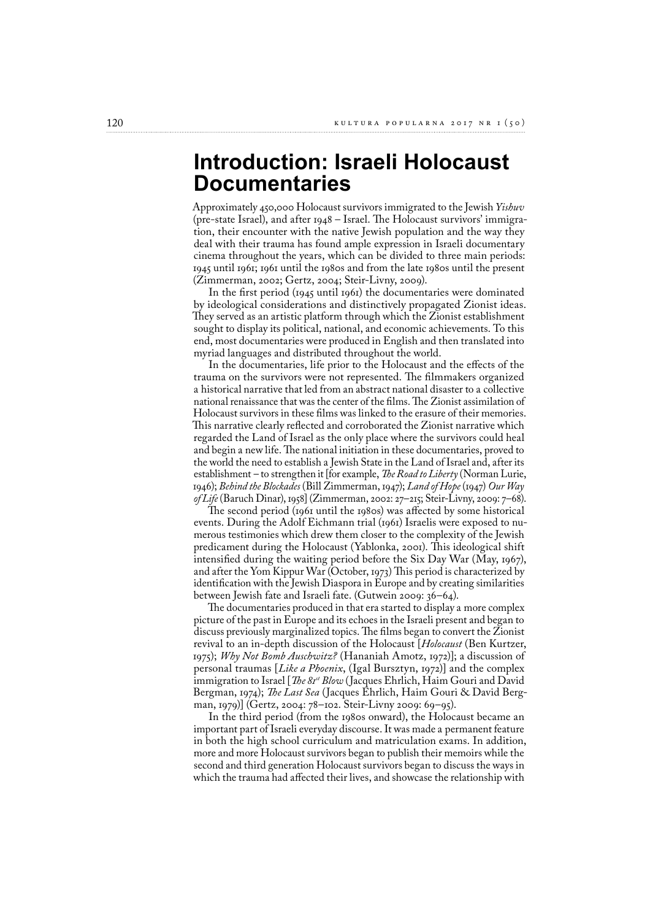# Introduction: Israeli Holocaust Documentaries

Approximately 450,000 Holocaust survivors immigrated to the Jewish *Yishuv* (pre-state Israel), and after 1948 – Israel. The Holocaust survivors' immigration, their encounter with the native Jewish population and the way they deal with their trauma has found ample expression in Israeli documentary cinema throughout the years, which can be divided to three main periods: 1945 until 1961; 1961 until the 1980s and from the late 1980s until the present (Zimmerman, 2002; Gertz, 2004; Steir-Livny, 2009).

In the first period (1945 until 1961) the documentaries were dominated by ideological considerations and distinctively propagated Zionist ideas. They served as an artistic platform through which the Zionist establishment sought to display its political, national, and economic achievements. To this end, most documentaries were produced in English and then translated into myriad languages and distributed throughout the world.

In the documentaries, life prior to the Holocaust and the effects of the trauma on the survivors were not represented. The filmmakers organized a historical narrative that led from an abstract national disaster to a collective national renaissance that was the center of the films. The Zionist assimilation of Holocaust survivors in these films was linked to the erasure of their memories. This narrative clearly reflected and corroborated the Zionist narrative which regarded the Land of Israel as the only place where the survivors could heal and begin a new life. The national initiation in these documentaries, proved to the world the need to establish a Jewish State in the Land of Israel and, after its establishment – to strengthen it [for example, *The Road to Liberty* (Norman Lurie, 1946); *Behind the Blockades* (Bill Zimmerman, 1947); *Land of Hope* (1947) *Our Way of Life* (Baruch Dinar), 1958] (Zimmerman, 2002: 27–215; Steir-Livny, 2009: 7–68).

The second period (1961 until the 1980s) was affected by some historical events. During the Adolf Eichmann trial (1961) Israelis were exposed to numerous testimonies which drew them closer to the complexity of the Jewish predicament during the Holocaust (Yablonka, 2001). This ideological shift intensified during the waiting period before the Six Day War (May, 1967), and after the Yom Kippur War (October, 1973) This period is characterized by identification with the Jewish Diaspora in Europe and by creating similarities between Jewish fate and Israeli fate. (Gutwein 2009: 36–64).

The documentaries produced in that era started to display a more complex picture of the past in Europe and its echoes in the Israeli present and began to discuss previously marginalized topics. The films began to convert the Zionist revival to an in-depth discussion of the Holocaust [*Holocaust* (Ben Kurtzer, 1975); *Why Not Bomb Auschwitz?* (Hananiah Amotz, 1972)]; a discussion of personal traumas [*Like a Phoenix*, (Igal Bursztyn, 1972)] and the complex immigration to Israel [*The 81st Blow* (Jacques Ehrlich, Haim Gouri and David Bergman, 1974); *The Last Sea* (Jacques Ehrlich, Haim Gouri & David Bergman, 1979)] (Gertz, 2004: 78–102. Steir-Livny 2009: 69–95).

In the third period (from the 1980s onward), the Holocaust became an important part of Israeli everyday discourse. It was made a permanent feature in both the high school curriculum and matriculation exams. In addition, more and more Holocaust survivors began to publish their memoirs while the second and third generation Holocaust survivors began to discuss the ways in which the trauma had affected their lives, and showcase the relationship with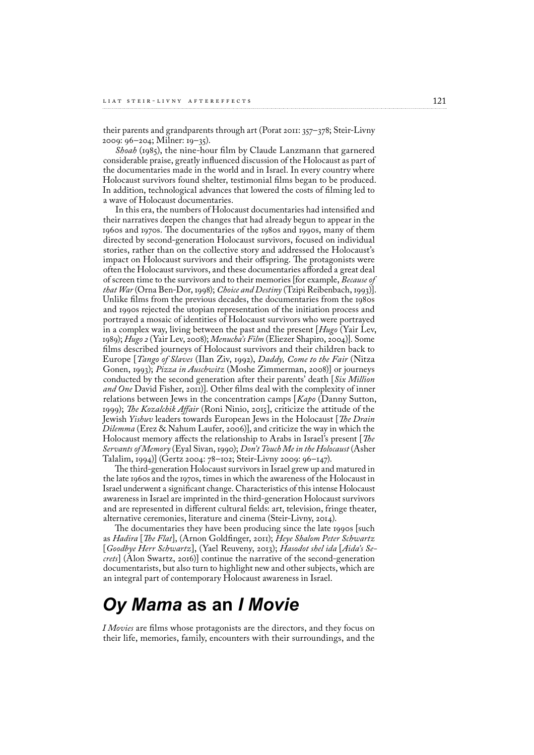their parents and grandparents through art (Porat 2011: 357–378; Steir-Livny 2009: 96–204; Milner: 19–35).

*Shoah* (1985), the nine-hour film by Claude Lanzmann that garnered considerable praise, greatly influenced discussion of the Holocaust as part of the documentaries made in the world and in Israel. In every country where Holocaust survivors found shelter, testimonial films began to be produced. In addition, technological advances that lowered the costs of filming led to a wave of Holocaust documentaries.

In this era, the numbers of Holocaust documentaries had intensified and their narratives deepen the changes that had already begun to appear in the 1960s and 1970s. The documentaries of the 1980s and 1990s, many of them directed by second-generation Holocaust survivors, focused on individual stories, rather than on the collective story and addressed the Holocaust's impact on Holocaust survivors and their offspring. The protagonists were often the Holocaust survivors, and these documentaries afforded a great deal of screen time to the survivors and to their memories [for example, *Because of that War* (Orna Ben-Dor, 1998); *Choice and Destiny* (Tzipi Reibenbach, 1993)]. Unlike films from the previous decades, the documentaries from the 1980s and 1990s rejected the utopian representation of the initiation process and portrayed a mosaic of identities of Holocaust survivors who were portrayed in a complex way, living between the past and the present [*Hugo* (Yair Lev, 1989); *Hugo 2* (Yair Lev, 2008); *Menucha's Film* (Eliezer Shapiro, 2004)]. Some films described journeys of Holocaust survivors and their children back to Europe [*Tango of Slaves* (Ilan Ziv, 1992), *Daddy, Come to the Fair* (Nitza Gonen, 1993); *Pizza in Auschwitz* (Moshe Zimmerman, 2008)] or journeys conducted by the second generation after their parents' death [*Six Million and One* David Fisher, 2011)]. Other films deal with the complexity of inner relations between Jews in the concentration camps [*Kapo* (Danny Sutton, 1999); *The Kozalchik Affair* (Roni Ninio, 2015], criticize the attitude of the Jewish *Yishuv* leaders towards European Jews in the Holocaust [*The Drain Dilemma* (Erez & Nahum Laufer, 2006)], and criticize the way in which the Holocaust memory affects the relationship to Arabs in Israel's present [*The Servants of Memory* (Eyal Sivan, 1990); *Don't Touch Me in the Holocaust* (Asher Talalim, 1994)] (Gertz 2004: 78–102; Steir-Livny 2009: 96–147).

The third-generation Holocaust survivors in Israel grew up and matured in the late 1960s and the 1970s, times in which the awareness of the Holocaust in Israel underwent a significant change. Characteristics of this intense Holocaust awareness in Israel are imprinted in the third-generation Holocaust survivors and are represented in different cultural fields: art, television, fringe theater, alternative ceremonies, literature and cinema (Steir-Livny, 2014).

The documentaries they have been producing since the late 1990s [such as *Hadira* [*The Flat*], (Arnon Goldfinger, 2011); *Heye Shalom Peter Schwartz* [*Goodbye Herr Schwartz*], (Yael Reuveny, 2013); *Hasodot shel ida* [*Aida's Secrets*] (Alon Swartz, 2016)] continue the narrative of the second-generation documentarists, but also turn to highlight new and other subjects, which are an integral part of contemporary Holocaust awareness in Israel.

## *Oy Mama* as an *I Movie*

*I Movies* are films whose protagonists are the directors, and they focus on their life, memories, family, encounters with their surroundings, and the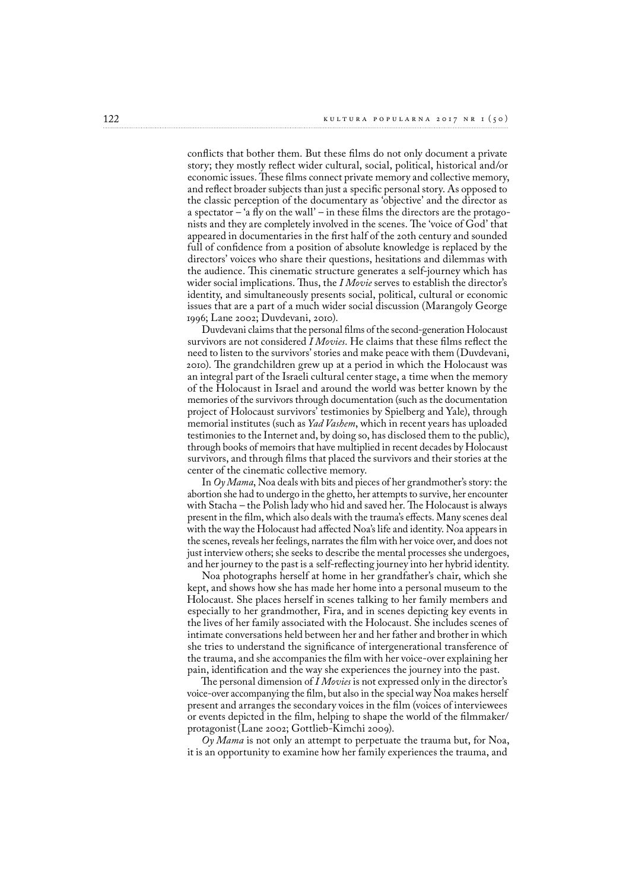conflicts that bother them. But these films do not only document a private story; they mostly reflect wider cultural, social, political, historical and/or economic issues. These films connect private memory and collective memory, and reflect broader subjects than just a specific personal story. As opposed to the classic perception of the documentary as 'objective' and the director as a spectator – 'a fly on the wall' – in these films the directors are the protagonists and they are completely involved in the scenes. The 'voice of God' that appeared in documentaries in the first half of the 20th century and sounded full of confidence from a position of absolute knowledge is replaced by the directors' voices who share their questions, hesitations and dilemmas with the audience. This cinematic structure generates a self-journey which has wider social implications. Thus, the *I Movie* serves to establish the director's identity, and simultaneously presents social, political, cultural or economic issues that are a part of a much wider social discussion (Marangoly George 1996; Lane 2002; Duvdevani, 2010).

Duvdevani claims that the personal films of the second-generation Holocaust survivors are not considered *I Movies*. He claims that these films reflect the need to listen to the survivors' stories and make peace with them (Duvdevani, 2010). The grandchildren grew up at a period in which the Holocaust was an integral part of the Israeli cultural center stage, a time when the memory of the Holocaust in Israel and around the world was better known by the memories of the survivors through documentation (such as the documentation project of Holocaust survivors' testimonies by Spielberg and Yale), through memorial institutes (such as *Yad Vashem*, which in recent years has uploaded testimonies to the Internet and, by doing so, has disclosed them to the public), through books of memoirs that have multiplied in recent decades by Holocaust survivors, and through films that placed the survivors and their stories at the center of the cinematic collective memory.

In *Oy Mama*, Noa deals with bits and pieces of her grandmother's story: the abortion she had to undergo in the ghetto, her attempts to survive, her encounter with Stacha – the Polish lady who hid and saved her. The Holocaust is always present in the film, which also deals with the trauma's effects. Many scenes deal with the way the Holocaust had affected Noa's life and identity. Noa appears in the scenes, reveals her feelings, narrates the film with her voice over, and does not just interview others; she seeks to describe the mental processes she undergoes, and her journey to the past is a self-reflecting journey into her hybrid identity.

Noa photographs herself at home in her grandfather's chair, which she kept, and shows how she has made her home into a personal museum to the Holocaust. She places herself in scenes talking to her family members and especially to her grandmother, Fira, and in scenes depicting key events in the lives of her family associated with the Holocaust. She includes scenes of intimate conversations held between her and her father and brother in which she tries to understand the significance of intergenerational transference of the trauma, and she accompanies the film with her voice-over explaining her pain, identification and the way she experiences the journey into the past.

The personal dimension of *I Movies* is not expressed only in the director's voice-over accompanying the film, but also in the special way Noa makes herself present and arranges the secondary voices in the film (voices of interviewees or events depicted in the film, helping to shape the world of the filmmaker/protagonist (Lane 2002; Gottlieb-Kimchi 2009).

*Oy Mama* is not only an attempt to perpetuate the trauma but, for Noa, it is an opportunity to examine how her family experiences the trauma, and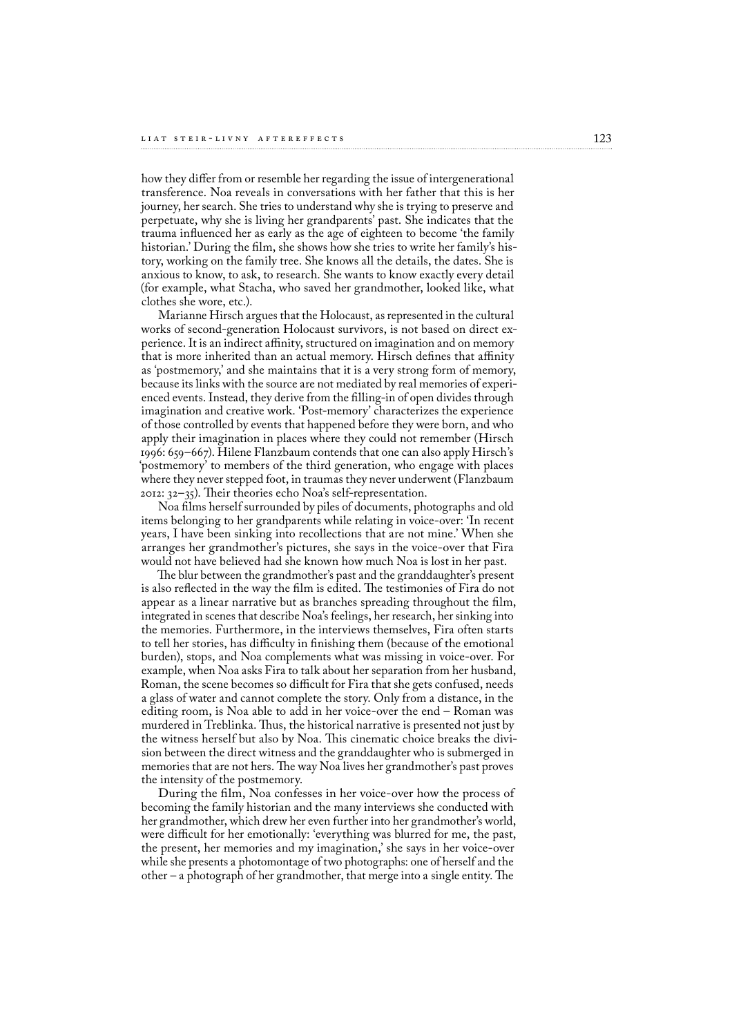how they differ from or resemble her regarding the issue of intergenerational transference. Noa reveals in conversations with her father that this is her journey, her search. She tries to understand why she is trying to preserve and perpetuate, why she is living her grandparents' past. She indicates that the trauma influenced her as early as the age of eighteen to become 'the family historian.' During the film, she shows how she tries to write her family's history, working on the family tree. She knows all the details, the dates. She is anxious to know, to ask, to research. She wants to know exactly every detail (for example, what Stacha, who saved her grandmother, looked like, what clothes she wore, etc.).

Marianne Hirsch argues that the Holocaust, as represented in the cultural works of second-generation Holocaust survivors, is not based on direct experience. It is an indirect affinity, structured on imagination and on memory that is more inherited than an actual memory. Hirsch defines that affinity as 'postmemory,' and she maintains that it is a very strong form of memory, because its links with the source are not mediated by real memories of experienced events. Instead, they derive from the filling-in of open divides through imagination and creative work. 'Post-memory' characterizes the experience of those controlled by events that happened before they were born, and who apply their imagination in places where they could not remember (Hirsch 1996: 659–667). Hilene Flanzbaum contends that one can also apply Hirsch's 'postmemory' to members of the third generation, who engage with places where they never stepped foot, in traumas they never underwent (Flanzbaum 2012: 32–35). Their theories echo Noa's self-representation.

Noa films herself surrounded by piles of documents, photographs and old items belonging to her grandparents while relating in voice-over: 'In recent years, I have been sinking into recollections that are not mine.' When she arranges her grandmother's pictures, she says in the voice-over that Fira would not have believed had she known how much Noa is lost in her past.

The blur between the grandmother's past and the granddaughter's present is also reflected in the way the film is edited. The testimonies of Fira do not appear as a linear narrative but as branches spreading throughout the film, integrated in scenes that describe Noa's feelings, her research, her sinking into the memories. Furthermore, in the interviews themselves, Fira often starts to tell her stories, has difficulty in finishing them (because of the emotional burden), stops, and Noa complements what was missing in voice-over. For example, when Noa asks Fira to talk about her separation from her husband, Roman, the scene becomes so difficult for Fira that she gets confused, needs a glass of water and cannot complete the story. Only from a distance, in the editing room, is Noa able to add in her voice-over the end – Roman was murdered in Treblinka. Thus, the historical narrative is presented not just by the witness herself but also by Noa. This cinematic choice breaks the division between the direct witness and the granddaughter who is submerged in memories that are not hers. The way Noa lives her grandmother's past proves the intensity of the postmemory.

During the film, Noa confesses in her voice-over how the process of becoming the family historian and the many interviews she conducted with her grandmother, which drew her even further into her grandmother's world, were difficult for her emotionally: 'everything was blurred for me, the past, the present, her memories and my imagination,' she says in her voice-over while she presents a photomontage of two photographs: one of herself and the other – a photograph of her grandmother, that merge into a single entity. The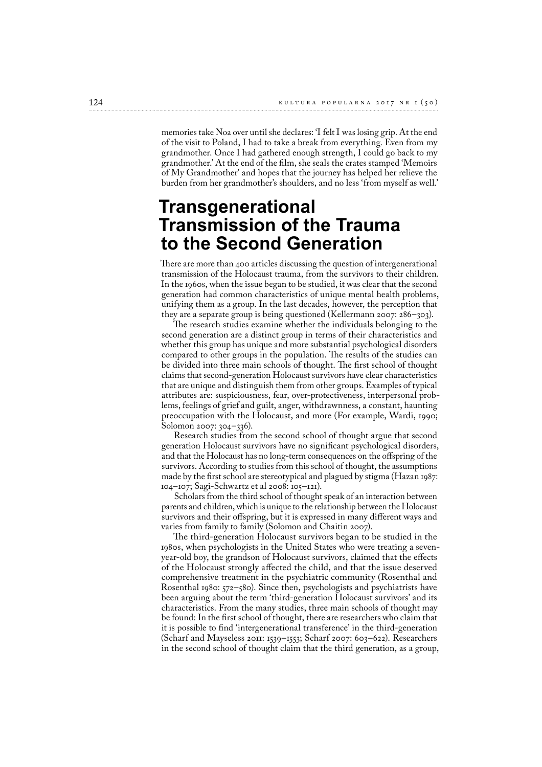memories take Noa over until she declares: 'I felt I was losing grip. At the end of the visit to Poland, I had to take a break from everything. Even from my grandmother. Once I had gathered enough strength, I could go back to my grandmother.' At the end of the film, she seals the crates stamped 'Memoirs of My Grandmother' and hopes that the journey has helped her relieve the burden from her grandmother's shoulders, and no less 'from myself as well.'

# Transgenerational Transmission of the Trauma to the Second Generation

There are more than 400 articles discussing the question of intergenerational transmission of the Holocaust trauma, from the survivors to their children. In the 1960s, when the issue began to be studied, it was clear that the second generation had common characteristics of unique mental health problems, unifying them as a group. In the last decades, however, the perception that they are a separate group is being questioned (Kellermann 2007: 286–303).

The research studies examine whether the individuals belonging to the second generation are a distinct group in terms of their characteristics and whether this group has unique and more substantial psychological disorders compared to other groups in the population. The results of the studies can be divided into three main schools of thought. The first school of thought claims that second-generation Holocaust survivors have clear characteristics that are unique and distinguish them from other groups. Examples of typical attributes are: suspiciousness, fear, over-protectiveness, interpersonal problems, feelings of grief and guilt, anger, withdrawnness, a constant, haunting preoccupation with the Holocaust, and more (For example, Wardi, 1990; Solomon 2007: 304–336).

Research studies from the second school of thought argue that second generation Holocaust survivors have no significant psychological disorders, and that the Holocaust has no long-term consequences on the offspring of the survivors. According to studies from this school of thought, the assumptions made by the first school are stereotypical and plagued by stigma (Hazan 1987: 104–107; Sagi-Schwartz et al 2008: 105–121).

Scholars from the third school of thought speak of an interaction between parents and children, which is unique to the relationship between the Holocaust survivors and their offspring, but it is expressed in many different ways and varies from family to family (Solomon and Chaitin 2007).

The third-generation Holocaust survivors began to be studied in the 1980s, when psychologists in the United States who were treating a seven-year-old boy, the grandson of Holocaust survivors, claimed that the effects of the Holocaust strongly affected the child, and that the issue deserved comprehensive treatment in the psychiatric community (Rosenthal and Rosenthal 1980: 572–580). Since then, psychologists and psychiatrists have been arguing about the term 'third-generation Holocaust survivors' and its characteristics. From the many studies, three main schools of thought may be found: In the first school of thought, there are researchers who claim that it is possible to find 'intergenerational transference' in the third-generation (Scharf and Mayseless 2011: 1539–1553; Scharf 2007: 603–622). Researchers in the second school of thought claim that the third generation, as a group,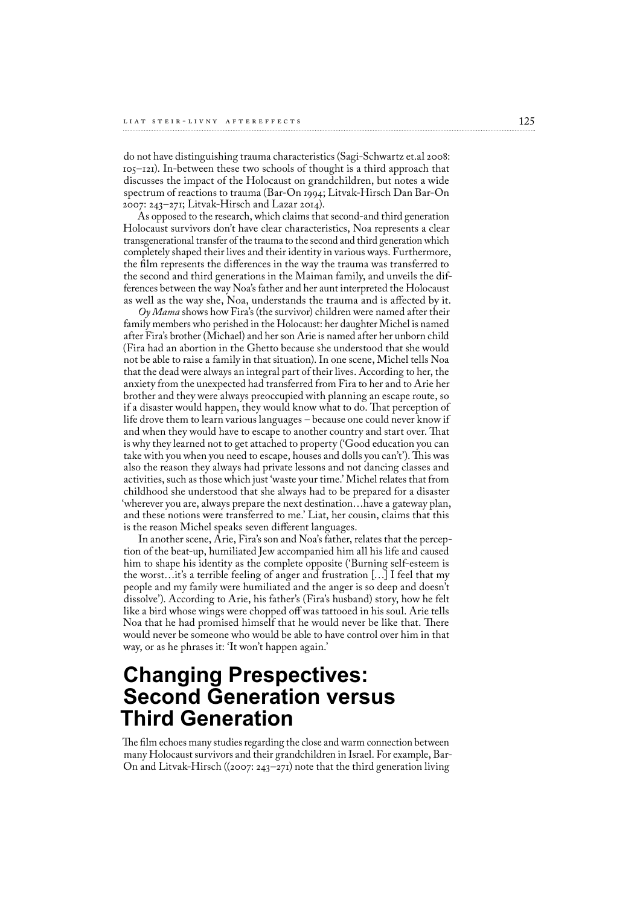do not have distinguishing trauma characteristics (Sagi-Schwartz et.al 2008: 105–121). In-between these two schools of thought is a third approach that discusses the impact of the Holocaust on grandchildren, but notes a wide spectrum of reactions to trauma (Bar-On 1994; Litvak-Hirsch Dan Bar-On 2007: 243–271; Litvak-Hirsch and Lazar 2014).

As opposed to the research, which claims that second-and third generation Holocaust survivors don't have clear characteristics, Noa represents a clear transgenerational transfer of the trauma to the second and third generation which completely shaped their lives and their identity in various ways. Furthermore, the film represents the differences in the way the trauma was transferred to the second and third generations in the Maiman family, and unveils the differences between the way Noa's father and her aunt interpreted the Holocaust as well as the way she, Noa, understands the trauma and is affected by it.

*Oy Mama* shows how Fira's (the survivor) children were named after their family members who perished in the Holocaust: her daughter Michel is named after Fira's brother (Michael) and her son Arie is named after her unborn child (Fira had an abortion in the Ghetto because she understood that she would not be able to raise a family in that situation). In one scene, Michel tells Noa that the dead were always an integral part of their lives. According to her, the anxiety from the unexpected had transferred from Fira to her and to Arie her brother and they were always preoccupied with planning an escape route, so if a disaster would happen, they would know what to do. That perception of life drove them to learn various languages – because one could never know if and when they would have to escape to another country and start over. That is why they learned not to get attached to property ('Good education you can take with you when you need to escape, houses and dolls you can't'). This was also the reason they always had private lessons and not dancing classes and activities, such as those which just 'waste your time.' Michel relates that from childhood she understood that she always had to be prepared for a disaster 'wherever you are, always prepare the next destination…have a gateway plan, and these notions were transferred to me.' Liat, her cousin, claims that this is the reason Michel speaks seven different languages.

In another scene, Arie, Fira's son and Noa's father, relates that the perception of the beat-up, humiliated Jew accompanied him all his life and caused him to shape his identity as the complete opposite ('Burning self-esteem is the worst…it's a terrible feeling of anger and frustration […] I feel that my people and my family were humiliated and the anger is so deep and doesn't dissolve'). According to Arie, his father's (Fira's husband) story, how he felt like a bird whose wings were chopped off was tattooed in his soul. Arie tells Noa that he had promised himself that he would never be like that. There would never be someone who would be able to have control over him in that way, or as he phrases it: 'It won't happen again.'

## Changing Prespectives: Second Generation versus Third Generation

The film echoes many studies regarding the close and warm connection between many Holocaust survivors and their grandchildren in Israel. For example, Bar-On and Litvak-Hirsch ((2007: 243–271) note that the third generation living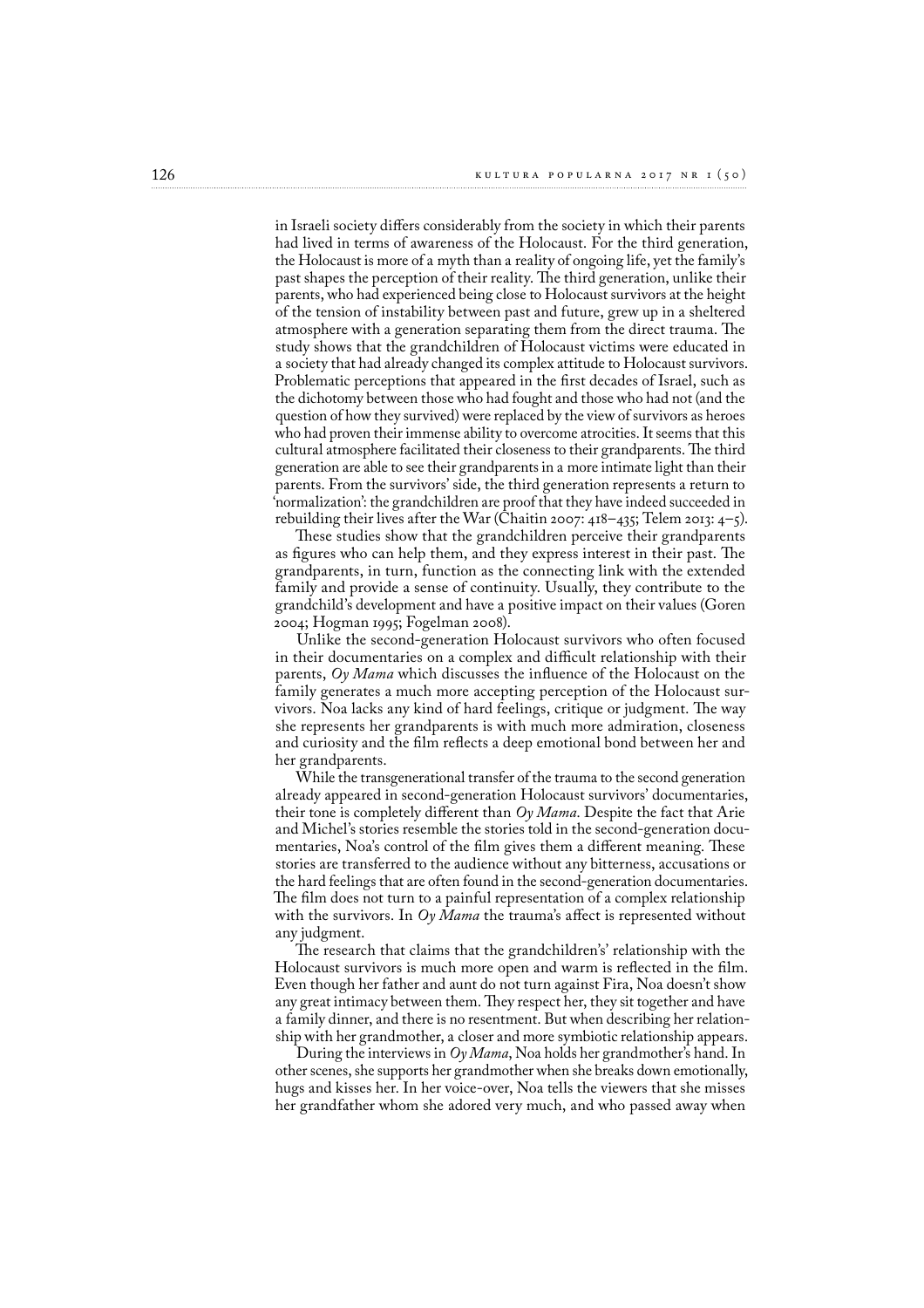in Israeli society differs considerably from the society in which their parents had lived in terms of awareness of the Holocaust. For the third generation, the Holocaust is more of a myth than a reality of ongoing life, yet the family's past shapes the perception of their reality. The third generation, unlike their parents, who had experienced being close to Holocaust survivors at the height of the tension of instability between past and future, grew up in a sheltered atmosphere with a generation separating them from the direct trauma. The study shows that the grandchildren of Holocaust victims were educated in a society that had already changed its complex attitude to Holocaust survivors. Problematic perceptions that appeared in the first decades of Israel, such as the dichotomy between those who had fought and those who had not (and the question of how they survived) were replaced by the view of survivors as heroes who had proven their immense ability to overcome atrocities. It seems that this cultural atmosphere facilitated their closeness to their grandparents. The third generation are able to see their grandparents in a more intimate light than their parents. From the survivors' side, the third generation represents a return to 'normalization': the grandchildren are proof that they have indeed succeeded in rebuilding their lives after the War (Chaitin 2007: 418–435; Telem 2013: 4–5).

These studies show that the grandchildren perceive their grandparents as figures who can help them, and they express interest in their past. The grandparents, in turn, function as the connecting link with the extended family and provide a sense of continuity. Usually, they contribute to the grandchild's development and have a positive impact on their values (Goren 2004; Hogman 1995; Fogelman 2008).

Unlike the second-generation Holocaust survivors who often focused in their documentaries on a complex and difficult relationship with their parents, *Oy Mama* which discusses the influence of the Holocaust on the family generates a much more accepting perception of the Holocaust survivors. Noa lacks any kind of hard feelings, critique or judgment. The way she represents her grandparents is with much more admiration, closeness and curiosity and the film reflects a deep emotional bond between her and her grandparents.

While the transgenerational transfer of the trauma to the second generation already appeared in second-generation Holocaust survivors' documentaries, their tone is completely different than *Oy Mama*. Despite the fact that Arie and Michel's stories resemble the stories told in the second-generation documentaries, Noa's control of the film gives them a different meaning. These stories are transferred to the audience without any bitterness, accusations or the hard feelings that are often found in the second-generation documentaries. The film does not turn to a painful representation of a complex relationship with the survivors. In *Oy Mama* the trauma's affect is represented without any judgment.

The research that claims that the grandchildren's' relationship with the Holocaust survivors is much more open and warm is reflected in the film. Even though her father and aunt do not turn against Fira, Noa doesn't show any great intimacy between them. They respect her, they sit together and have a family dinner, and there is no resentment. But when describing her relationship with her grandmother, a closer and more symbiotic relationship appears.

During the interviews in *Oy Mama*, Noa holds her grandmother's hand. In other scenes, she supports her grandmother when she breaks down emotionally, hugs and kisses her. In her voice-over, Noa tells the viewers that she misses her grandfather whom she adored very much, and who passed away when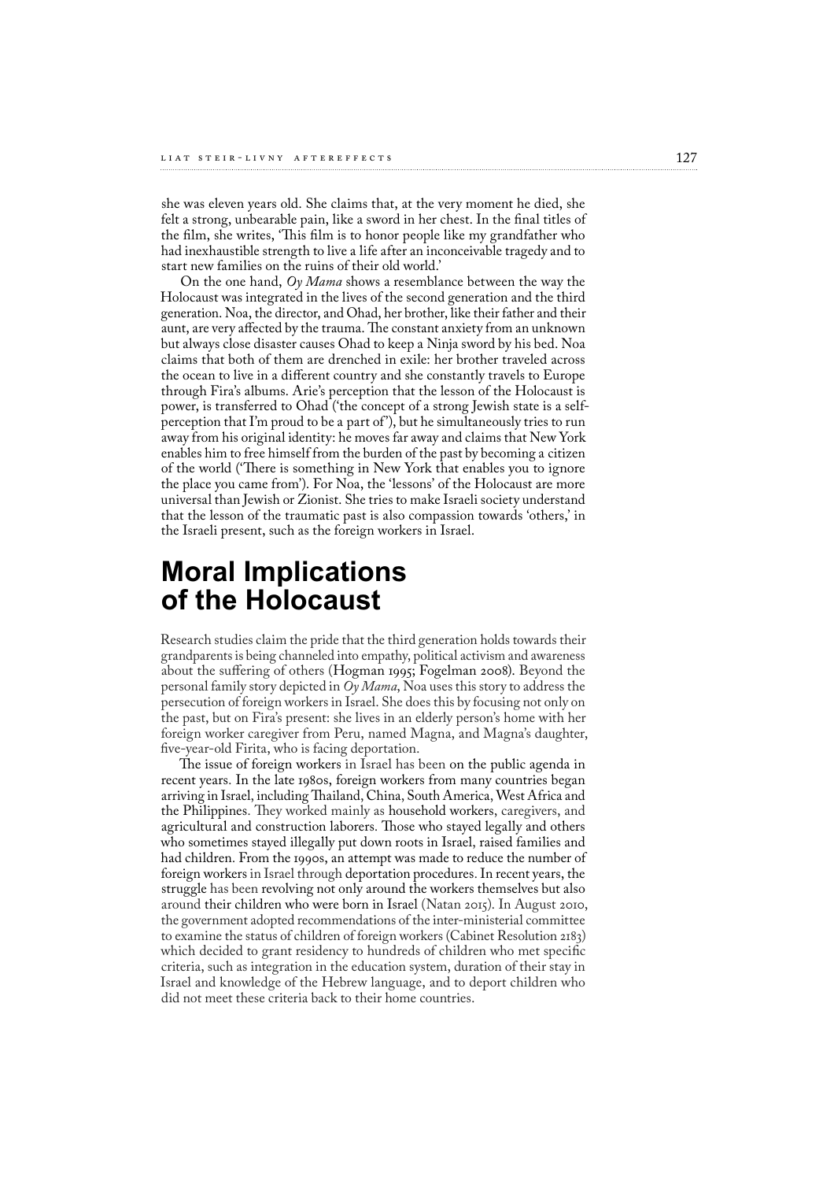she was eleven years old. She claims that, at the very moment he died, she felt a strong, unbearable pain, like a sword in her chest. In the final titles of the film, she writes, 'This film is to honor people like my grandfather who had inexhaustible strength to live a life after an inconceivable tragedy and to start new families on the ruins of their old world.'

On the one hand, *Oy Mama* shows a resemblance between the way the Holocaust was integrated in the lives of the second generation and the third generation. Noa, the director, and Ohad, her brother, like their father and their aunt, are very affected by the trauma. The constant anxiety from an unknown but always close disaster causes Ohad to keep a Ninja sword by his bed. Noa claims that both of them are drenched in exile: her brother traveled across the ocean to live in a different country and she constantly travels to Europe through Fira's albums. Arie's perception that the lesson of the Holocaust is power, is transferred to Ohad ('the concept of a strong Jewish state is a self-perception that I'm proud to be a part of'), but he simultaneously tries to run away from his original identity: he moves far away and claims that New York enables him to free himself from the burden of the past by becoming a citizen of the world ('There is something in New York that enables you to ignore the place you came from'). For Noa, the 'lessons' of the Holocaust are more universal than Jewish or Zionist. She tries to make Israeli society understand that the lesson of the traumatic past is also compassion towards 'others,' in the Israeli present, such as the foreign workers in Israel.

## Moral Implications of the Holocaust

Research studies claim the pride that the third generation holds towards their grandparents is being channeled into empathy, political activism and awareness about the suffering of others (Hogman 1995; Fogelman 2008). Beyond the personal family story depicted in *Oy Mama*, Noa uses this story to address the persecution of foreign workers in Israel. She does this by focusing not only on the past, but on Fira's present: she lives in an elderly person's home with her foreign worker caregiver from Peru, named Magna, and Magna's daughter, five-year-old Firita, who is facing deportation.

The issue of foreign workers in Israel has been on the public agenda in recent years. In the late 1980s, foreign workers from many countries began arriving in Israel, including Thailand, China, South America, West Africa and the Philippines. They worked mainly as household workers, caregivers, and agricultural and construction laborers. Those who stayed legally and others who sometimes stayed illegally put down roots in Israel, raised families and had children. From the 1990s, an attempt was made to reduce the number of foreign workers in Israel through deportation procedures. In recent years, the struggle has been revolving not only around the workers themselves but also around their children who were born in Israel (Natan 2015). In August 2010, the government adopted recommendations of the inter-ministerial committee to examine the status of children of foreign workers (Cabinet Resolution 2183) which decided to grant residency to hundreds of children who met specific criteria, such as integration in the education system, duration of their stay in Israel and knowledge of the Hebrew language, and to deport children who did not meet these criteria back to their home countries.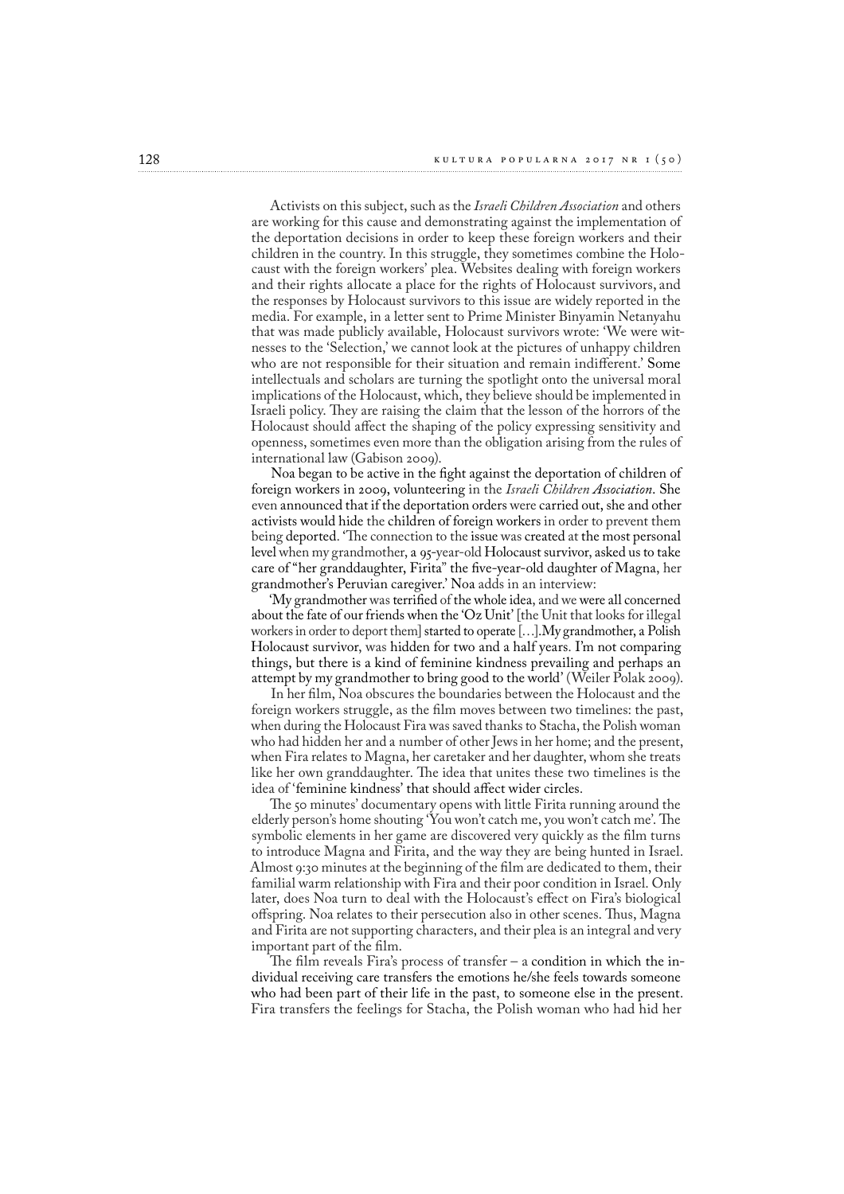Activists on this subject, such as the *Israeli Children Association* and others are working for this cause and demonstrating against the implementation of the deportation decisions in order to keep these foreign workers and their children in the country. In this struggle, they sometimes combine the Holocaust with the foreign workers' plea. Websites dealing with foreign workers and their rights allocate a place for the rights of Holocaust survivors, and the responses by Holocaust survivors to this issue are widely reported in the media. For example, in a letter sent to Prime Minister Binyamin Netanyahu that was made publicly available, Holocaust survivors wrote: 'We were witnesses to the 'Selection,' we cannot look at the pictures of unhappy children who are not responsible for their situation and remain indifferent.' Some intellectuals and scholars are turning the spotlight onto the universal moral implications of the Holocaust, which, they believe should be implemented in Israeli policy. They are raising the claim that the lesson of the horrors of the Holocaust should affect the shaping of the policy expressing sensitivity and openness, sometimes even more than the obligation arising from the rules of international law (Gabison 2009).

Noa began to be active in the fight against the deportation of children of foreign workers in 2009, volunteering in the *Israeli Children Association*. She even announced that if the deportation orders were carried out, she and other activists would hide the children of foreign workers in order to prevent them being deported. 'The connection to the issue was created at the most personal level when my grandmother, a 95-year-old Holocaust survivor, asked us to take care of "her granddaughter, Firita" the five-year-old daughter of Magna, her grandmother's Peruvian caregiver.' Noa adds in an interview:

'My grandmother was terrified of the whole idea, and we were all concerned about the fate of our friends when the 'Oz Unit' [the Unit that looks for illegal workers in order to deport them] started to operate […].My grandmother, a Polish Holocaust survivor, was hidden for two and a half years. I'm not comparing things, but there is a kind of feminine kindness prevailing and perhaps an attempt by my grandmother to bring good to the world' (Weiler Polak 2009).

In her film, Noa obscures the boundaries between the Holocaust and the foreign workers struggle, as the film moves between two timelines: the past, when during the Holocaust Fira was saved thanks to Stacha, the Polish woman who had hidden her and a number of other Jews in her home; and the present, when Fira relates to Magna, her caretaker and her daughter, whom she treats like her own granddaughter. The idea that unites these two timelines is the idea of 'feminine kindness' that should affect wider circles.

The 50 minutes' documentary opens with little Firita running around the elderly person's home shouting 'You won't catch me, you won't catch me'. The symbolic elements in her game are discovered very quickly as the film turns to introduce Magna and Firita, and the way they are being hunted in Israel. Almost 9:30 minutes at the beginning of the film are dedicated to them, their familial warm relationship with Fira and their poor condition in Israel. Only later, does Noa turn to deal with the Holocaust's effect on Fira's biological offspring. Noa relates to their persecution also in other scenes. Thus, Magna and Firita are not supporting characters, and their plea is an integral and very important part of the film.

The film reveals Fira's process of transfer – a condition in which the individual receiving care transfers the emotions he/she feels towards someone who had been part of their life in the past, to someone else in the present. Fira transfers the feelings for Stacha, the Polish woman who had hid her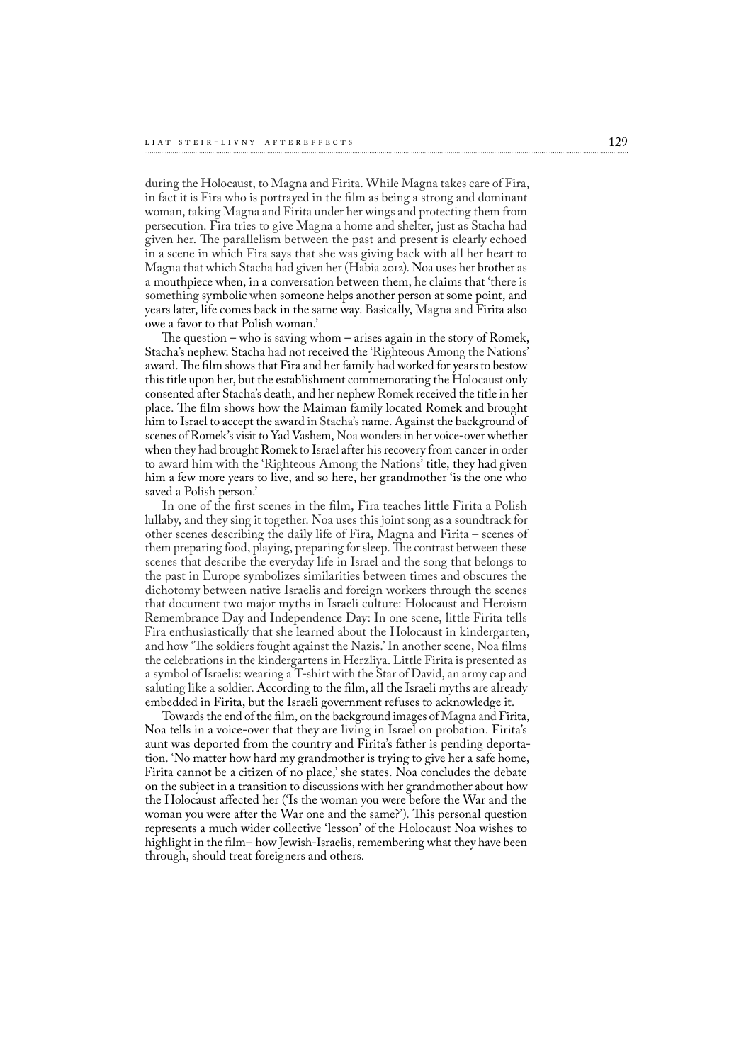during the Holocaust, to Magna and Firita. While Magna takes care of Fira, in fact it is Fira who is portrayed in the film as being a strong and dominant woman, taking Magna and Firita under her wings and protecting them from persecution. Fira tries to give Magna a home and shelter, just as Stacha had given her. The parallelism between the past and present is clearly echoed in a scene in which Fira says that she was giving back with all her heart to Magna that which Stacha had given her (Habia 2012). Noa uses her brother as a mouthpiece when, in a conversation between them, he claims that 'there is something symbolic when someone helps another person at some point, and years later, life comes back in the same way. Basically, Magna and Firita also owe a favor to that Polish woman.'

The question – who is saving whom – arises again in the story of Romek, Stacha's nephew. Stacha had not received the 'Righteous Among the Nations' award. The film shows that Fira and her family had worked for years to bestow this title upon her, but the establishment commemorating the Holocaust only consented after Stacha's death, and her nephew Romek received the title in her place. The film shows how the Maiman family located Romek and brought him to Israel to accept the award in Stacha's name. Against the background of scenes of Romek's visit to Yad Vashem, Noa wonders in her voice-over whether when they had brought Romek to Israel after his recovery from cancer in order to award him with the 'Righteous Among the Nations' title, they had given him a few more years to live, and so here, her grandmother 'is the one who saved a Polish person.'

In one of the first scenes in the film, Fira teaches little Firita a Polish lullaby, and they sing it together. Noa uses this joint song as a soundtrack for other scenes describing the daily life of Fira, Magna and Firita – scenes of them preparing food, playing, preparing for sleep. The contrast between these scenes that describe the everyday life in Israel and the song that belongs to the past in Europe symbolizes similarities between times and obscures the dichotomy between native Israelis and foreign workers through the scenes that document two major myths in Israeli culture: Holocaust and Heroism Remembrance Day and Independence Day: In one scene, little Firita tells Fira enthusiastically that she learned about the Holocaust in kindergarten, and how 'The soldiers fought against the Nazis.' In another scene, Noa films the celebrations in the kindergartens in Herzliya. Little Firita is presented as a symbol of Israelis: wearing a T-shirt with the Star of David, an army cap and saluting like a soldier. According to the film, all the Israeli myths are already embedded in Firita, but the Israeli government refuses to acknowledge it.

Towards the end of the film, on the background images of Magna and Firita, Noa tells in a voice-over that they are living in Israel on probation. Firita's aunt was deported from the country and Firita's father is pending deportation. 'No matter how hard my grandmother is trying to give her a safe home, Firita cannot be a citizen of no place,' she states. Noa concludes the debate on the subject in a transition to discussions with her grandmother about how the Holocaust affected her ('Is the woman you were before the War and the woman you were after the War one and the same?'). This personal question represents a much wider collective 'lesson' of the Holocaust Noa wishes to highlight in the film– how Jewish-Israelis, remembering what they have been through, should treat foreigners and others.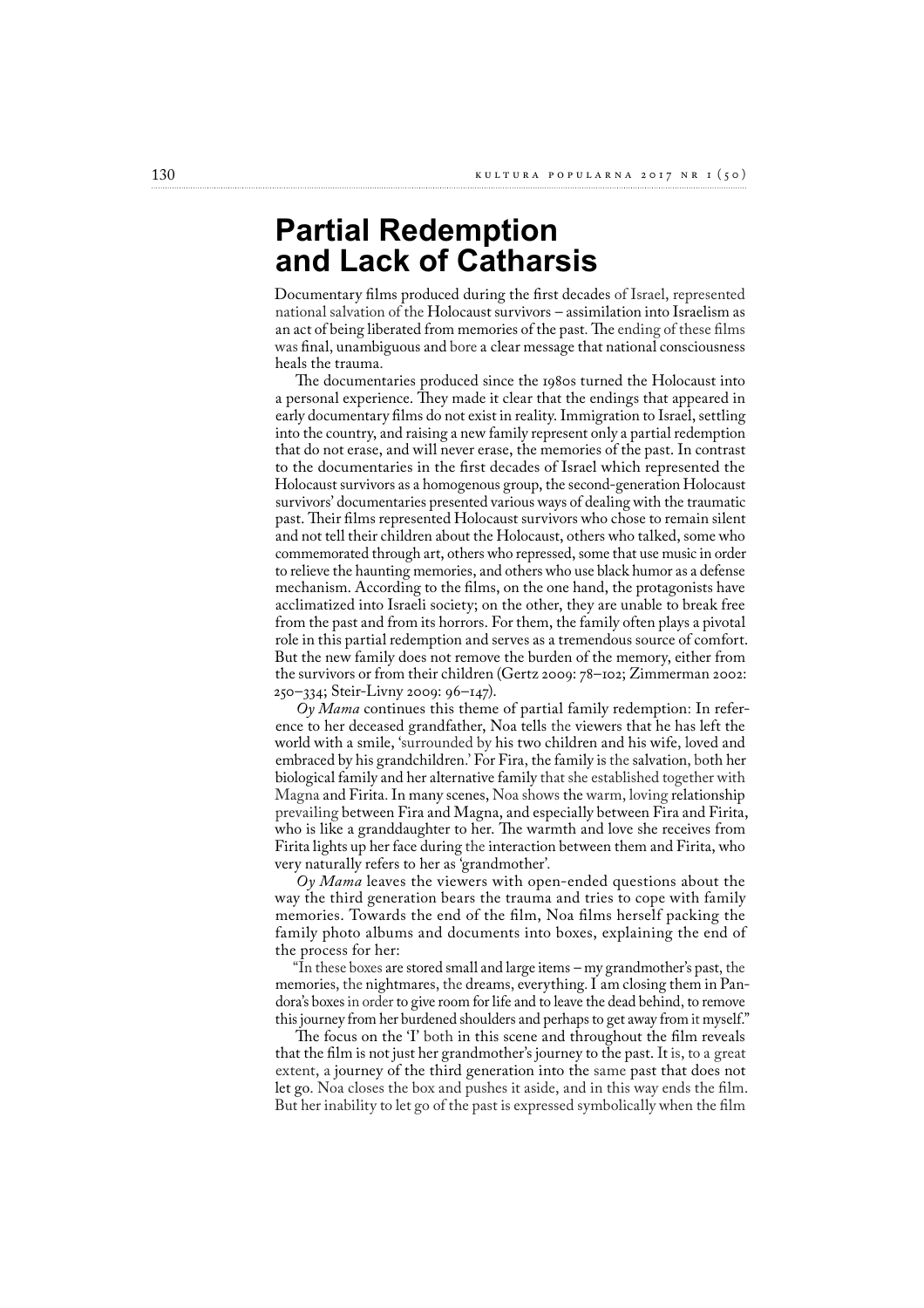## Partial Redemption and Lack of Catharsis

Documentary films produced during the first decades of Israel, represented national salvation of the Holocaust survivors – assimilation into Israelism as an act of being liberated from memories of the past. The ending of these films was final, unambiguous and bore a clear message that national consciousness heals the trauma.

The documentaries produced since the 1980s turned the Holocaust into a personal experience. They made it clear that the endings that appeared in early documentary films do not exist in reality. Immigration to Israel, settling into the country, and raising a new family represent only a partial redemption that do not erase, and will never erase, the memories of the past. In contrast to the documentaries in the first decades of Israel which represented the Holocaust survivors as a homogenous group, the second-generation Holocaust survivors' documentaries presented various ways of dealing with the traumatic past. Their films represented Holocaust survivors who chose to remain silent and not tell their children about the Holocaust, others who talked, some who commemorated through art, others who repressed, some that use music in order to relieve the haunting memories, and others who use black humor as a defense mechanism. According to the films, on the one hand, the protagonists have acclimatized into Israeli society; on the other, they are unable to break free from the past and from its horrors. For them, the family often plays a pivotal role in this partial redemption and serves as a tremendous source of comfort. But the new family does not remove the burden of the memory, either from the survivors or from their children (Gertz 2009: 78–102; Zimmerman 2002: 250–334; Steir-Livny 2009: 96–147).

*Oy Mama* continues this theme of partial family redemption: In reference to her deceased grandfather, Noa tells the viewers that he has left the world with a smile, 'surrounded by his two children and his wife, loved and embraced by his grandchildren.' For Fira, the family is the salvation, both her biological family and her alternative family that she established together with Magna and Firita. In many scenes, Noa shows the warm, loving relationship prevailing between Fira and Magna, and especially between Fira and Firita, who is like a granddaughter to her. The warmth and love she receives from Firita lights up her face during the interaction between them and Firita, who very naturally refers to her as 'grandmother'.

*Oy Mama* leaves the viewers with open-ended questions about the way the third generation bears the trauma and tries to cope with family memories. Towards the end of the film, Noa films herself packing the family photo albums and documents into boxes, explaining the end of the process for her:

"In these boxes are stored small and large items – my grandmother's past, the memories, the nightmares, the dreams, everything. I am closing them in Pandora's boxes in order to give room for life and to leave the dead behind, to remove this journey from her burdened shoulders and perhaps to get away from it myself."

The focus on the 'I' both in this scene and throughout the film reveals that the film is not just her grandmother's journey to the past. It is, to a great extent, a journey of the third generation into the same past that does not let go. Noa closes the box and pushes it aside, and in this way ends the film. But her inability to let go of the past is expressed symbolically when the film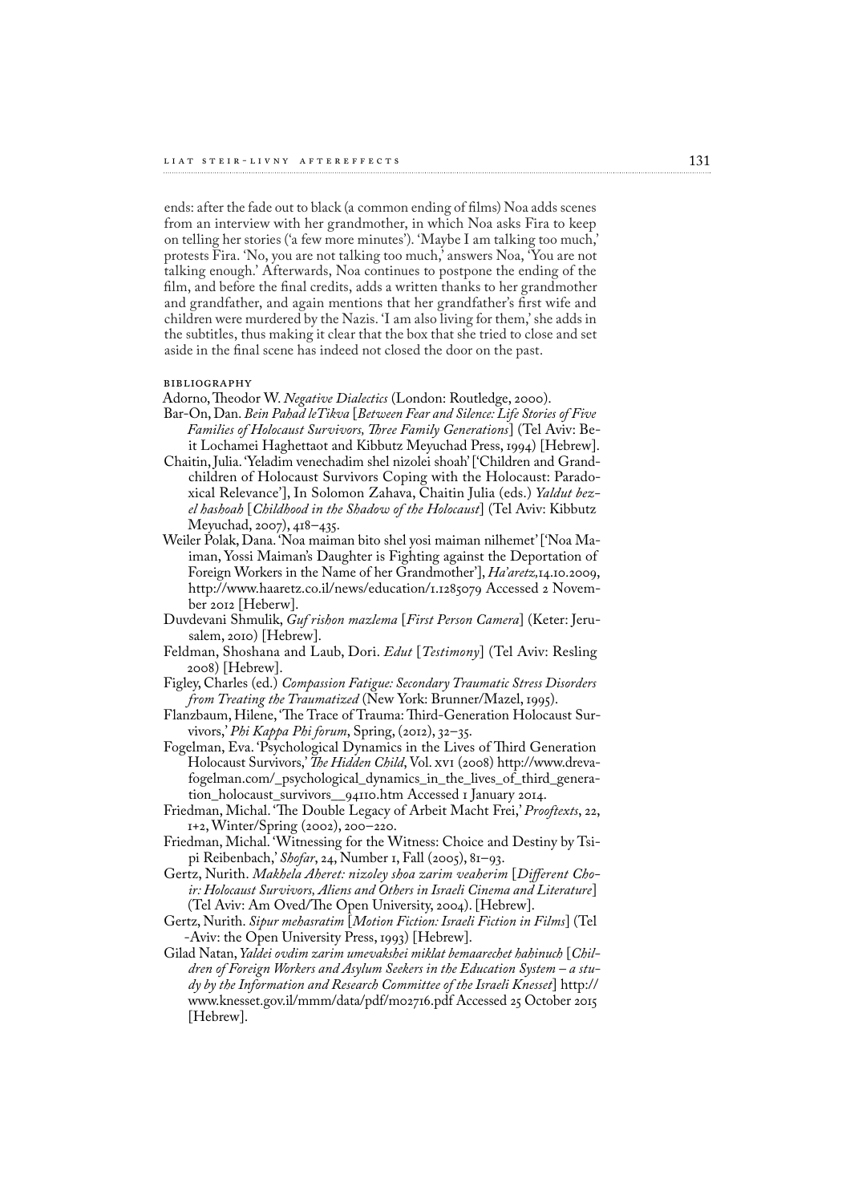ends: after the fade out to black (a common ending of films) Noa adds scenes from an interview with her grandmother, in which Noa asks Fira to keep on telling her stories ('a few more minutes'). 'Maybe I am talking too much,' protests Fira. 'No, you are not talking too much,' answers Noa, 'You are not talking enough.' Afterwards, Noa continues to postpone the ending of the film, and before the final credits, adds a written thanks to her grandmother and grandfather, and again mentions that her grandfather's first wife and children were murdered by the Nazis. 'I am also living for them,' she adds in the subtitles, thus making it clear that the box that she tried to close and set aside in the final scene has indeed not closed the door on the past.

## BIBLIOGRAPHY

Adorno, Theodor W. *Negative Dialectics* (London: Routledge, 2000).

Bar-On, Dan. *Bein Pahad leTikva* [*Between Fear and Silence: Life Stories of Five Families of Holocaust Survivors, Three Family Generations*] (Tel Aviv: Beit Lochamei Haghettaot and Kibbutz Meyuchad Press, 1994) [Hebrew].

Chaitin, Julia. 'Yeladim venechadim shel nizolei shoah' ['Children and Grandchildren of Holocaust Survivors Coping with the Holocaust: Paradoxical Relevance'], In Solomon Zahava, Chaitin Julia (eds.) *Yaldut bezel hashoah* [*Childhood in the Shadow of the Holocaust*] (Tel Aviv: Kibbutz Meyuchad, 2007), 418–435.

Weiler Polak, Dana. 'Noa maiman bito shel yosi maiman nilhemet' ['Noa Maiman, Yossi Maiman's Daughter is Fighting against the Deportation of Foreign Workers in the Name of her Grandmother'], *Ha'aretz*, 14.10.2009, http://www.haaretz.co.il/news/education/1.1285079 Accessed 2 November 2012 [Heberw].

Duvdevani Shmulik, *Guf rishon mazlema* [*First Person Camera*] (Keter: Jerusalem, 2010) [Hebrew].

Feldman, Shoshana and Laub, Dori. *Edut* [*Testimony*] (Tel Aviv: Resling 2008) [Hebrew].

Figley, Charles (ed.) *Compassion Fatigue: Secondary Traumatic Stress Disorders from Treating the Traumatized* (New York: Brunner/Mazel, 1995).

Flanzbaum, Hilene, 'The Trace of Trauma: Third-Generation Holocaust Survivors,' *Phi Kappa Phi forum*, Spring, (2012), 32–35.

Fogelman, Eva. 'Psychological Dynamics in the Lives of Third Generation Holocaust Survivors,' *The Hidden Child*, Vol. XVI (2008) http://www.drevafogelman.com/_psychological_dynamics_in_the_lives_of_third_generation_holocaust_survivors__94110.htm Accessed 1 January 2014.

Friedman, Michal. 'The Double Legacy of Arbeit Macht Frei,' *Prooftexts*, 22, 1+2, Winter/Spring (2002), 200–220.

Friedman, Michal. 'Witnessing for the Witness: Choice and Destiny by Tsipi Reibenbach,' *Shofar*, 24, Number 1, Fall (2005), 81–93.

Gertz, Nurith. *Makhela Aheret: nizoley shoa zarim veaherim* [*Different Choir: Holocaust Survivors, Aliens and Others in Israeli Cinema and Literature*] (Tel Aviv: Am Oved/The Open University, 2004). [Hebrew].

Gertz, Nurith. *Sipur mehasratim* [*Motion Fiction: Israeli Fiction in Films*] (Tel -Aviv: the Open University Press, 1993) [Hebrew].

Gilad Natan, *Yaldei ovdim zarim umevakshei miklat bemaarechet hahinuch* [*Children of Foreign Workers and Asylum Seekers in the Education System – a study by the Information and Research Committee of the Israeli Knesset*] http://www.knesset.gov.il/mmm/data/pdf/m02716.pdf Accessed 25 October 2015 [Hebrew].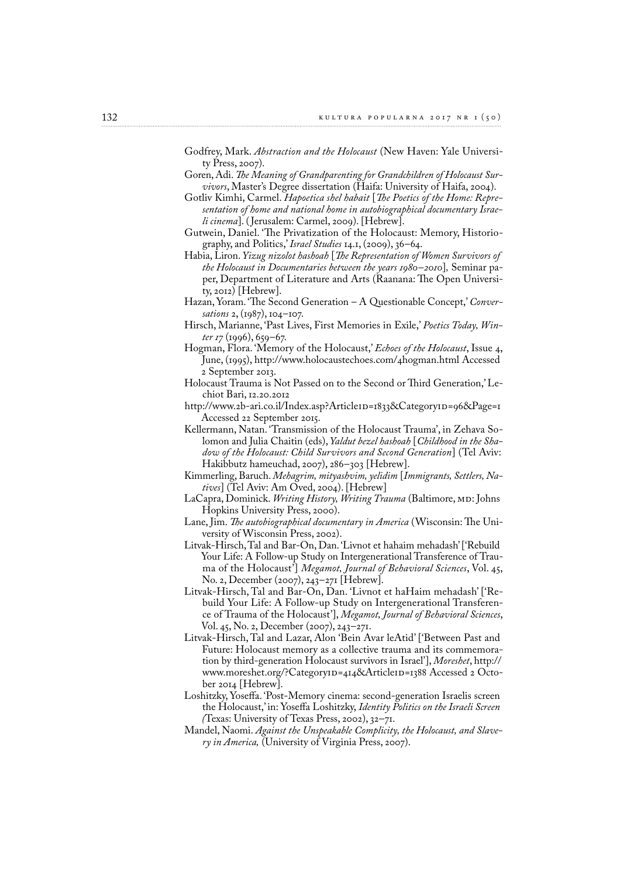Godfrey, Mark. *Abstraction and the Holocaust* (New Haven: Yale University Press, 2007).

Goren, Adi. *The Meaning of Grandparenting for Grandchildren of Holocaust Survivors*, Master's Degree dissertation (Haifa: University of Haifa, 2004).

Gotliv Kimhi, Carmel. *Hapoetica shel habait* [*The Poetics of the Home: Representation of home and national home in autobiographical documentary Israeli cinema*]. (Jerusalem: Carmel, 2009). [Hebrew].

Gutwein, Daniel. 'The Privatization of the Holocaust: Memory, Historiography, and Politics,' *Israel Studies* 14.1, (2009), 36–64.

Habia, Liron. *Yizug nizolot hashoah* [*The Representation of Women Survivors of the Holocaust in Documentaries between the years 1980–2010*], Seminar paper, Department of Literature and Arts (Raanana: The Open University, 2012) [Hebrew].

Hazan, Yoram. 'The Second Generation – A Questionable Concept,' *Conversations* 2, (1987), 104–107.

Hirsch, Marianne, 'Past Lives, First Memories in Exile,' *Poetics Today, Winter 17* (1996), 659–67.

Hogman, Flora. 'Memory of the Holocaust,' *Echoes of the Holocaust*, Issue 4, June, (1995), http://www.holocaustechoes.com/4hogman.html Accessed 2 September 2013.

Holocaust Trauma is Not Passed on to the Second or Third Generation,' Lechiot Bari, 12.20.2012
http://www.2b-ari.co.il/Index.asp?ArticleID=1833&CategoryID=96&Page=1 Accessed 22 September 2015.

Kellermann, Natan. 'Transmission of the Holocaust Trauma', in Zehava Solomon and Julia Chaitin (eds), *Yaldut bezel hashoah* [*Childhood in the Shadow of the Holocaust: Child Survivors and Second Generation*] (Tel Aviv: Hakibbutz hameuchad, 2007), 286–303 [Hebrew].

Kimmerling, Baruch. *Mehagrim, mityashvim, yelidim* [*Immigrants, Settlers, Natives*] (Tel Aviv: Am Oved, 2004). [Hebrew]

LaCapra, Dominick. *Writing History, Writing Trauma* (Baltimore, MD: Johns Hopkins University Press, 2000).

Lane, Jim. *The autobiographical documentary in America* (Wisconsin: The University of Wisconsin Press, 2002).

Litvak-Hirsch, Tal and Bar-On, Dan. 'Livnot et hahaim mehadash' ['Rebuild Your Life: A Follow-up Study on Intergenerational Transference of Trauma of the Holocaust'] *Megamot, Journal of Behavioral Sciences*, Vol. 45, No. 2, December (2007), 243–271 [Hebrew].

Litvak-Hirsch, Tal and Bar-On, Dan. 'Livnot et haHaim mehadash' ['Rebuild Your Life: A Follow-up Study on Intergenerational Transference of Trauma of the Holocaust'], *Megamot, Journal of Behavioral Sciences*, Vol. 45, No. 2, December (2007), 243–271.

Litvak-Hirsch, Tal and Lazar, Alon 'Bein Avar leAtid' ['Between Past and Future: Holocaust memory as a collective trauma and its commemoration by third-generation Holocaust survivors in Israel'], *Moreshet*, http://www.moreshet.org/?CategoryID=414&ArticleID=1388 Accessed 2 October 2014 [Hebrew].

Loshitzky, Yoseffa. 'Post-Memory cinema: second-generation Israelis screen the Holocaust,' in: Yoseffa Loshitzky, *Identity Politics on the Israeli Screen* (Texas: University of Texas Press, 2002), 32–71.

Mandel, Naomi. *Against the Unspeakable Complicity, the Holocaust, and Slavery in America,* (University of Virginia Press, 2007).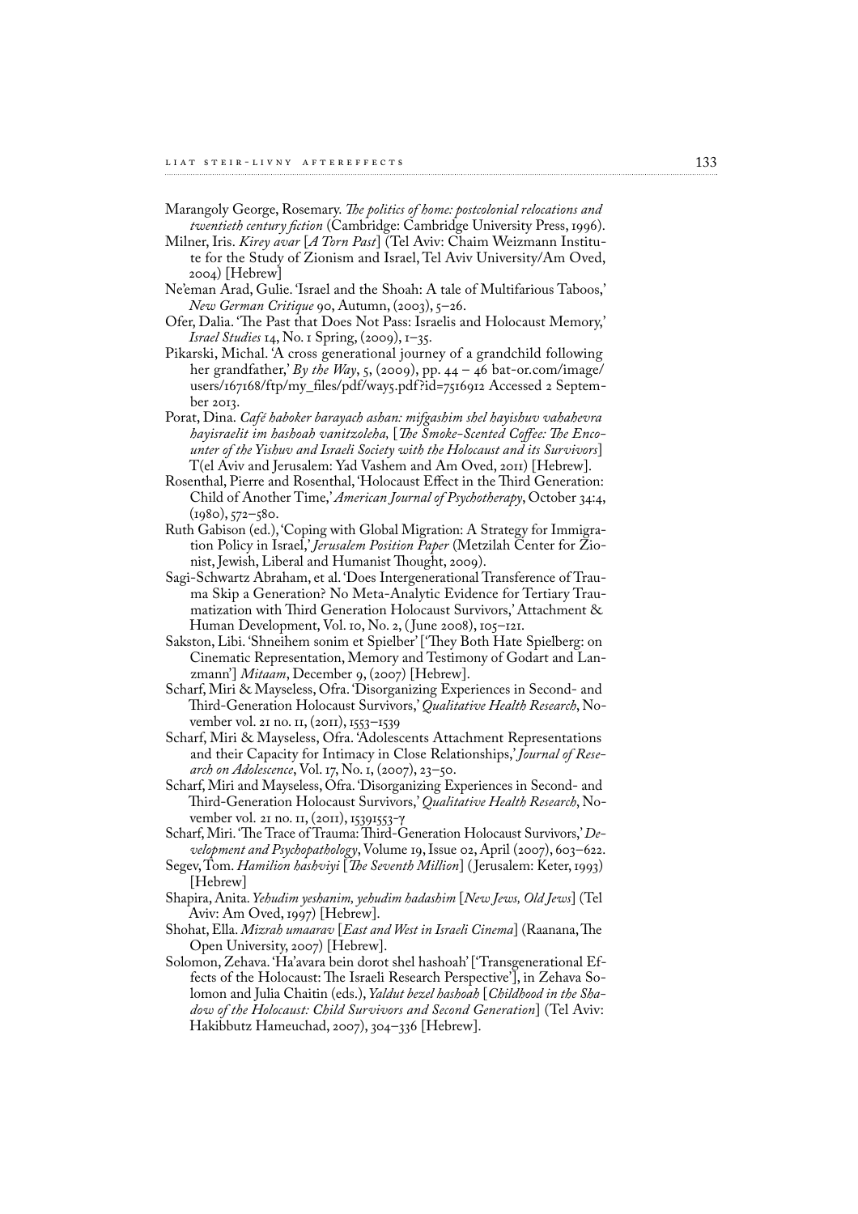Marangoly George, Rosemary. *The politics of home: postcolonial relocations and twentieth century fiction* (Cambridge: Cambridge University Press, 1996).

Milner, Iris. *Kirey avar* [*A Torn Past*] (Tel Aviv: Chaim Weizmann Institute for the Study of Zionism and Israel, Tel Aviv University/Am Oved, 2004) [Hebrew]

Ne'eman Arad, Gulie. 'Israel and the Shoah: A tale of Multifarious Taboos,' *New German Critique* 90, Autumn, (2003), 5–26.

Ofer, Dalia. 'The Past that Does Not Pass: Israelis and Holocaust Memory,' *Israel Studies* 14, No. 1 Spring, (2009), 1–35.

Pikarski, Michal. 'A cross generational journey of a grandchild following her grandfather,' *By the Way*, 5, (2009), pp. 44 – 46 bat-or.com/image/users/167168/ftp/my_files/pdf/way5.pdf?id=7516912 Accessed 2 September 2013.

Porat, Dina. *Café haboker barayach ashan: mifgashim shel hayishuv vahahevra hayisraelit im hashoah vanitzoleha,* [*The Smoke-Scented Coffee: The Encounter of the Yishuv and Israeli Society with the Holocaust and its Survivors*] T(el Aviv and Jerusalem: Yad Vashem and Am Oved, 2011) [Hebrew].

Rosenthal, Pierre and Rosenthal, 'Holocaust Effect in the Third Generation: Child of Another Time,' *American Journal of Psychotherapy*, October 34:4, (1980), 572–580.

Ruth Gabison (ed.), 'Coping with Global Migration: A Strategy for Immigration Policy in Israel,' *Jerusalem Position Paper* (Metzilah Center for Zionist, Jewish, Liberal and Humanist Thought, 2009).

Sagi-Schwartz Abraham, et al. 'Does Intergenerational Transference of Trauma Skip a Generation? No Meta-Analytic Evidence for Tertiary Traumatization with Third Generation Holocaust Survivors,' Attachment & Human Development, Vol. 10, No. 2, (June 2008), 105–121.

Sakston, Libi. 'Shneihem sonim et Spielber' ['They Both Hate Spielberg: on Cinematic Representation, Memory and Testimony of Godart and Lanzmann'] *Mitaam*, December 9, (2007) [Hebrew].

Scharf, Miri & Mayseless, Ofra. 'Disorganizing Experiences in Second- and Third-Generation Holocaust Survivors,' *Qualitative Health Research*, November vol. 21 no. 11, (2011), 1553–1539

Scharf, Miri & Mayseless, Ofra. 'Adolescents Attachment Representations and their Capacity for Intimacy in Close Relationships,' *Journal of Research on Adolescence*, Vol. 17, No. 1, (2007), 23–50.

Scharf, Miri and Mayseless, Ofra. 'Disorganizing Experiences in Second- and Third-Generation Holocaust Survivors,' *Qualitative Health Research*, November vol. 21 no. 11, (2011), 15391553-7

Scharf, Miri. 'The Trace of Trauma: Third-Generation Holocaust Survivors,' *Development and Psychopathology*, Volume 19, Issue 02, April (2007), 603–622.

Segev, Tom. *Hamilion hashviyi* [*The Seventh Million*] (Jerusalem: Keter, 1993) [Hebrew]

Shapira, Anita. *Yehudim yeshanim, yehudim hadashim* [*New Jews, Old Jews*] (Tel Aviv: Am Oved, 1997) [Hebrew].

Shohat, Ella. *Mizrah umaarav* [*East and West in Israeli Cinema*] (Raanana, The Open University, 2007) [Hebrew].

Solomon, Zehava. 'Ha'avara bein dorot shel hashoah' ['Transgenerational Effects of the Holocaust: The Israeli Research Perspective'], in Zehava Solomon and Julia Chaitin (eds.), *Yaldut bezel hashoah* [*Childhood in the Shadow of the Holocaust: Child Survivors and Second Generation*] (Tel Aviv: Hakibbutz Hameuchad, 2007), 304–336 [Hebrew].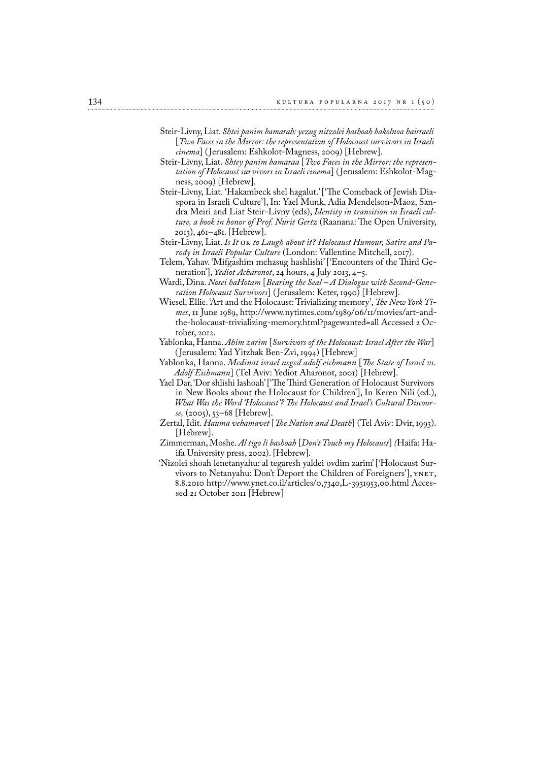Steir-Livny, Liat. *Shtei panim bamarah: yezug nitzolei hashoah bakolnoa haisraeli* [*Two Faces in the Mirror: the representation of Holocaust survivors in Israeli cinema*] (Jerusalem: Eshkolot-Magness, 2009) [Hebrew].

Steir-Livny, Liat. *Shtey panim bamaraa* [*Two Faces in the Mirror: the representation of Holocaust survivors in Israeli cinema*] (Jerusalem: Eshkolot-Magness, 2009) [Hebrew].

Steir-Livny, Liat. 'Hakambeck shel hagalut.' ['The Comeback of Jewish Diaspora in Israeli Culture'], In: Yael Munk, Adia Mendelson-Maoz, Sandra Meiri and Liat Steir-Livny (eds), *Identity in transition in Israeli culture, a book in honor of Prof. Nurit Gertz* (Raanana: The Open University, 2013), 461–481. [Hebrew].

Steir-Livny, Liat. *Is It OK to Laugh about it? Holocaust Humour, Satire and Parody in Israeli Popular Culture* (London: Vallentine Mitchell, 2017).

Telem, Yahav. 'Mifgashim mehasug hashlishi' ['Encounters of the Third Generation'], *Yediot Acharonot*, 24 hours, 4 July 2013, 4–5.

Wardi, Dina. *Nosei haHotam* [*Bearing the Seal – A Dialogue with Second-Generation Holocaust Survivors*] (Jerusalem: Keter, 1990) [Hebrew].

Wiesel, Ellie. 'Art and the Holocaust: Trivializing memory', *The New York Times*, 11 June 1989, http://www.nytimes.com/1989/06/11/movies/art-and-the-holocaust-trivializing-memory.html?pagewanted=all Accessed 2 October, 2012.

Yablonka, Hanna. *Ahim zarim* [*Survivors of the Holocaust: Israel After the War*] (Jerusalem: Yad Yitzhak Ben-Zvi, 1994) [Hebrew]

Yablonka, Hanna. *Medinat israel neged adolf eichmann* [*The State of Israel vs. Adolf Eichmann*] (Tel Aviv: Yediot Aharonot, 2001) [Hebrew].

Yael Dar, 'Dor shlishi lashoah' ['The Third Generation of Holocaust Survivors in New Books about the Holocaust for Children'], In Keren Nili (ed.), *What Was the Word 'Holocaust'? The Holocaust and Israel's Cultural Discourse,* (2005), 53–68 [Hebrew].

Zertal, Idit. *Hauma vehamavet* [*The Nation and Death*] (Tel Aviv: Dvir, 1993). [Hebrew].

Zimmerman, Moshe. *Al tigo li bashoah* [*Don't Touch my Holocaust*] (Haifa: Haifa University press, 2002). [Hebrew].

'Nizolei shoah lenetanyahu: al tegaresh yaldei ovdim zarim' ['Holocaust Survivors to Netanyahu: Don't Deport the Children of Foreigners'], YNET, 8.8.2010 http://www.ynet.co.il/articles/0,7340,L-3931953,00.html Accessed 21 October 2011 [Hebrew]